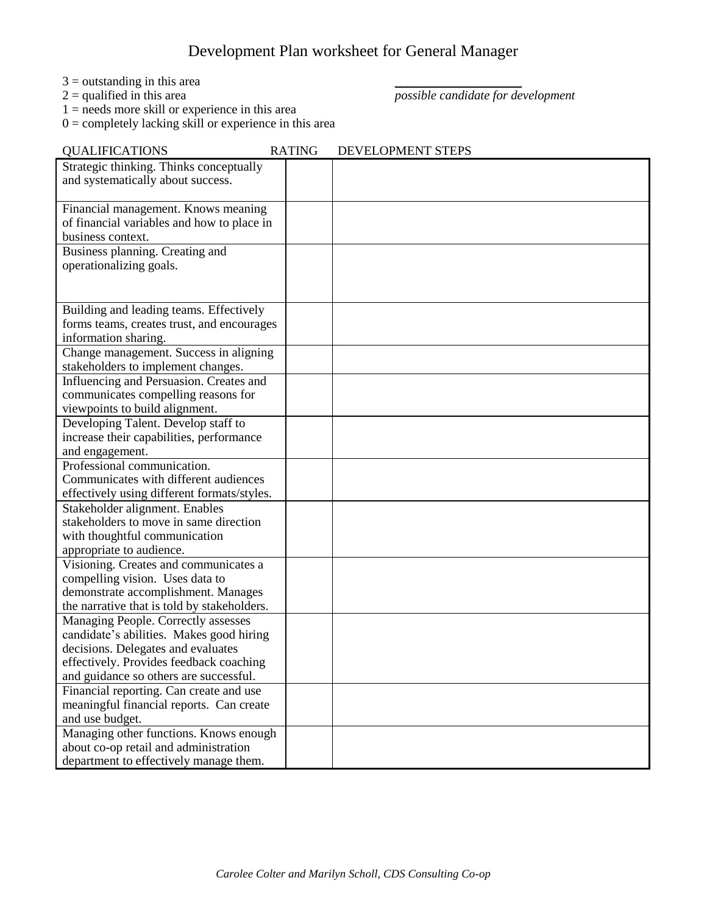# Development Plan worksheet for General Manager

3 = outstanding in this area
2 = qualified in this area
1 = needs more skill or experience in this area
0 = completely lacking skill or experience in this area

\_\_\_\_\_\_\_\_\_\_\_\_\_\_\_\_\_\_\_\_
*possible candidate for development*

| QUALIFICATIONS | RATING | DEVELOPMENT STEPS |
|---|---|---|
| Strategic thinking. Thinks conceptually and systematically about success. | | |
| Financial management. Knows meaning of financial variables and how to place in business context. | | |
| Business planning. Creating and operationalizing goals. | | |
| Building and leading teams. Effectively forms teams, creates trust, and encourages information sharing. | | |
| Change management. Success in aligning stakeholders to implement changes. | | |
| Influencing and Persuasion. Creates and communicates compelling reasons for viewpoints to build alignment. | | |
| Developing Talent. Develop staff to increase their capabilities, performance and engagement. | | |
| Professional communication. Communicates with different audiences effectively using different formats/styles. | | |
| Stakeholder alignment. Enables stakeholders to move in same direction with thoughtful communication appropriate to audience. | | |
| Visioning. Creates and communicates a compelling vision. Uses data to demonstrate accomplishment. Manages the narrative that is told by stakeholders. | | |
| Managing People. Correctly assesses candidate's abilities. Makes good hiring decisions. Delegates and evaluates effectively. Provides feedback coaching and guidance so others are successful. | | |
| Financial reporting. Can create and use meaningful financial reports. Can create and use budget. | | |
| Managing other functions. Knows enough about co-op retail and administration department to effectively manage them. | | |

*Carolee Colter and Marilyn Scholl, CDS Consulting Co-op*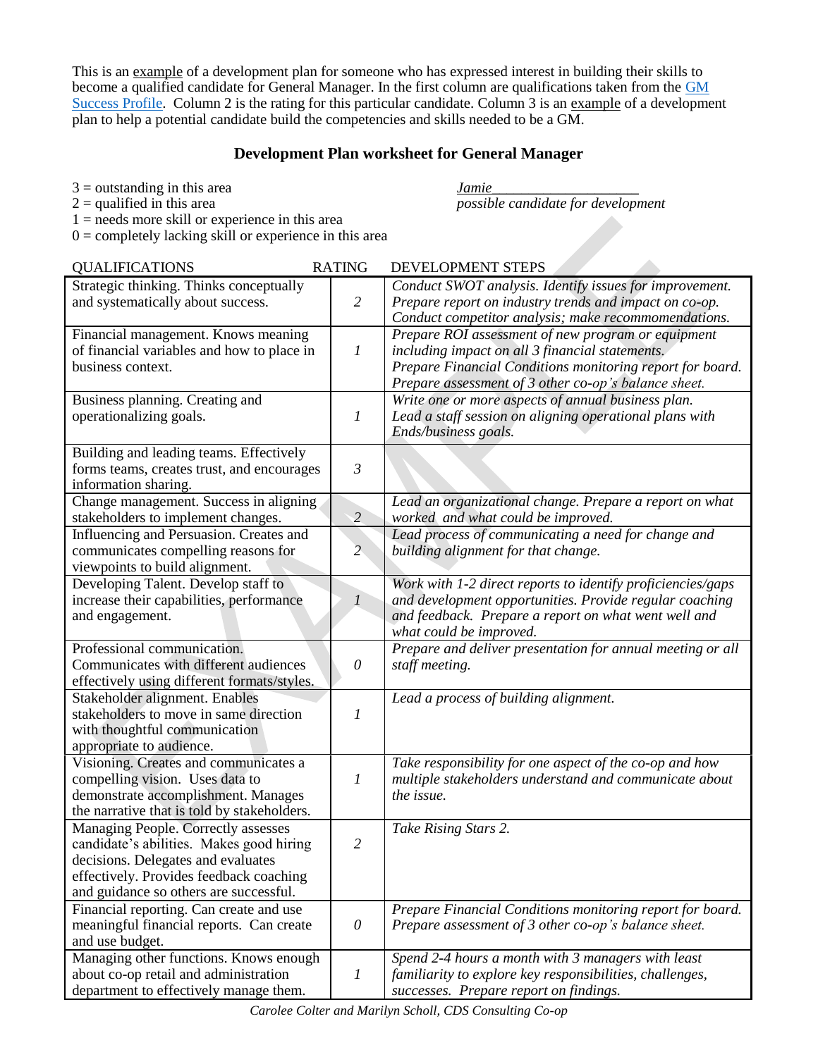This is an <u>example</u> of a development plan for someone who has expressed interest in building their skills to become a qualified candidate for General Manager. In the first column are qualifications taken from the GM Success Profile. Column 2 is the rating for this particular candidate. Column 3 is an <u>example</u> of a development plan to help a potential candidate build the competencies and skills needed to be a GM.

### Development Plan worksheet for General Manager

3 = outstanding in this area
2 = qualified in this area
1 = needs more skill or experience in this area
0 = completely lacking skill or experience in this area

*Jamie*
*possible candidate for development*

| QUALIFICATIONS | RATING | DEVELOPMENT STEPS |
|---|---|---|
| Strategic thinking. Thinks conceptually and systematically about success. | *2* | *Conduct SWOT analysis. Identify issues for improvement. Prepare report on industry trends and impact on co-op. Conduct competitor analysis; make recommmendations.* |
| Financial management. Knows meaning of financial variables and how to place in business context. | *1* | *Prepare ROI assessment of new program or equipment including impact on all 3 financial statements. Prepare Financial Conditions monitoring report for board. Prepare assessment of 3 other co-op's balance sheet.* |
| Business planning. Creating and operationalizing goals. | *1* | *Write one or more aspects of annual business plan. Lead a staff session on aligning operational plans with Ends/business goals.* |
| Building and leading teams. Effectively forms teams, creates trust, and encourages information sharing. | *3* | |
| Change management. Success in aligning stakeholders to implement changes. | *2* | *Lead an organizational change. Prepare a report on what worked and what could be improved.* |
| Influencing and Persuasion. Creates and communicates compelling reasons for viewpoints to build alignment. | *2* | *Lead process of communicating a need for change and building alignment for that change.* |
| Developing Talent. Develop staff to increase their capabilities, performance and engagement. | *1* | *Work with 1-2 direct reports to identify proficiencies/gaps and development opportunities. Provide regular coaching and feedback. Prepare a report on what went well and what could be improved.* |
| Professional communication. Communicates with different audiences effectively using different formats/styles. | *0* | *Prepare and deliver presentation for annual meeting or all staff meeting.* |
| Stakeholder alignment. Enables stakeholders to move in same direction with thoughtful communication appropriate to audience. | *1* | *Lead a process of building alignment.* |
| Visioning. Creates and communicates a compelling vision. Uses data to demonstrate accomplishment. Manages the narrative that is told by stakeholders. | *1* | *Take responsibility for one aspect of the co-op and how multiple stakeholders understand and communicate about the issue.* |
| Managing People. Correctly assesses candidate's abilities. Makes good hiring decisions. Delegates and evaluates effectively. Provides feedback coaching and guidance so others are successful. | *2* | *Take Rising Stars 2.* |
| Financial reporting. Can create and use meaningful financial reports. Can create and use budget. | *0* | *Prepare Financial Conditions monitoring report for board. Prepare assessment of 3 other co-op's balance sheet.* |
| Managing other functions. Knows enough about co-op retail and administration department to effectively manage them. | *1* | *Spend 2-4 hours a month with 3 managers with least familiarity to explore key responsibilities, challenges, successes. Prepare report on findings.* |

*Carolee Colter and Marilyn Scholl, CDS Consulting Co-op*